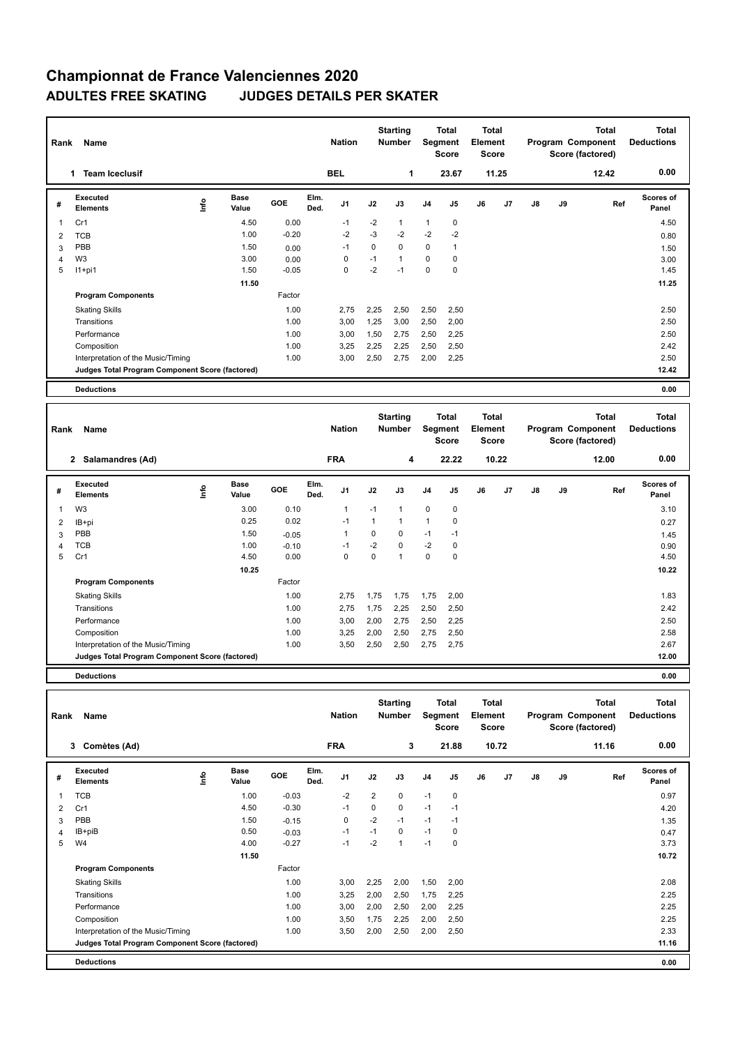# Championnat de France Valenciennes 2020

## ADULTES FREE SKATING JUDGES DETAILS PER SKATER

| Rank | Name | Nation | Starting Number | Total Segment Score | Total Element Score | Total Program Component Score (factored) | Total Deductions |
|---|---|---|---|---|---|---|---|
| 1 | Team Iceclusif | BEL | 1 | 23.67 | 11.25 | 12.42 | 0.00 |

| # | Executed Elements | Info | Base Value | GOE | Elm. Ded. | J1 | J2 | J3 | J4 | J5 | J6 | J7 | J8 | J9 | Ref | Scores of Panel |
|---|---|---|---|---|---|---|---|---|---|---|---|---|---|---|---|---|
| 1 | Cr1 | | 4.50 | 0.00 | | -1 | -2 | 1 | 1 | 0 | | | | | | 4.50 |
| 2 | TCB | | 1.00 | -0.20 | | -2 | -3 | -2 | -2 | -2 | | | | | | 0.80 |
| 3 | PBB | | 1.50 | 0.00 | | -1 | 0 | 0 | 0 | 1 | | | | | | 1.50 |
| 4 | W3 | | 3.00 | 0.00 | | 0 | -1 | 1 | 0 | 0 | | | | | | 3.00 |
| 5 | I1+pi1 | | 1.50 | -0.05 | | 0 | -2 | -1 | 0 | 0 | | | | | | 1.45 |
| | | | 11.50 | | | | | | | | | | | | | 11.25 |

| Program Components | Factor | J1 | J2 | J3 | J4 | J5 | J6 | J7 | J8 | J9 | Scores of Panel |
|---|---|---|---|---|---|---|---|---|---|---|---|
| Skating Skills | 1.00 | 2,75 | 2,25 | 2,50 | 2,50 | 2,50 | | | | | 2.50 |
| Transitions | 1.00 | 3,00 | 1,25 | 3,00 | 2,50 | 2,00 | | | | | 2.50 |
| Performance | 1.00 | 3,00 | 1,50 | 2,75 | 2,50 | 2,25 | | | | | 2.50 |
| Composition | 1.00 | 3,25 | 2,25 | 2,25 | 2,50 | 2,50 | | | | | 2.42 |
| Interpretation of the Music/Timing | 1.00 | 3,00 | 2,50 | 2,75 | 2,00 | 2,25 | | | | | 2.50 |
| Judges Total Program Component Score (factored) | | | | | | | | | | | 12.42 |

**Deductions** 0.00

| Rank | Name | Nation | Starting Number | Total Segment Score | Total Element Score | Total Program Component Score (factored) | Total Deductions |
|---|---|---|---|---|---|---|---|
| 2 | Salamandres (Ad) | FRA | 4 | 22.22 | 10.22 | 12.00 | 0.00 |

| # | Executed Elements | Info | Base Value | GOE | Elm. Ded. | J1 | J2 | J3 | J4 | J5 | J6 | J7 | J8 | J9 | Ref | Scores of Panel |
|---|---|---|---|---|---|---|---|---|---|---|---|---|---|---|---|---|
| 1 | W3 | | 3.00 | 0.10 | | 1 | -1 | 1 | 0 | 0 | | | | | | 3.10 |
| 2 | IB+pi | | 0.25 | 0.02 | | -1 | 1 | 1 | 1 | 0 | | | | | | 0.27 |
| 3 | PBB | | 1.50 | -0.05 | | 1 | 0 | 0 | -1 | -1 | | | | | | 1.45 |
| 4 | TCB | | 1.00 | -0.10 | | -1 | -2 | 0 | -2 | 0 | | | | | | 0.90 |
| 5 | Cr1 | | 4.50 | 0.00 | | 0 | 0 | 1 | 0 | 0 | | | | | | 4.50 |
| | | | 10.25 | | | | | | | | | | | | | 10.22 |

| Program Components | Factor | J1 | J2 | J3 | J4 | J5 | J6 | J7 | J8 | J9 | Scores of Panel |
|---|---|---|---|---|---|---|---|---|---|---|---|
| Skating Skills | 1.00 | 2,75 | 1,75 | 1,75 | 1,75 | 2,00 | | | | | 1.83 |
| Transitions | 1.00 | 2,75 | 1,75 | 2,25 | 2,50 | 2,50 | | | | | 2.42 |
| Performance | 1.00 | 3,00 | 2,00 | 2,75 | 2,50 | 2,25 | | | | | 2.50 |
| Composition | 1.00 | 3,25 | 2,00 | 2,50 | 2,75 | 2,50 | | | | | 2.58 |
| Interpretation of the Music/Timing | 1.00 | 3,50 | 2,50 | 2,50 | 2,75 | 2,75 | | | | | 2.67 |
| Judges Total Program Component Score (factored) | | | | | | | | | | | 12.00 |

**Deductions** 0.00

| Rank | Name | Nation | Starting Number | Total Segment Score | Total Element Score | Total Program Component Score (factored) | Total Deductions |
|---|---|---|---|---|---|---|---|
| 3 | Comètes (Ad) | FRA | 3 | 21.88 | 10.72 | 11.16 | 0.00 |

| # | Executed Elements | Info | Base Value | GOE | Elm. Ded. | J1 | J2 | J3 | J4 | J5 | J6 | J7 | J8 | J9 | Ref | Scores of Panel |
|---|---|---|---|---|---|---|---|---|---|---|---|---|---|---|---|---|
| 1 | TCB | | 1.00 | -0.03 | | -2 | 2 | 0 | -1 | 0 | | | | | | 0.97 |
| 2 | Cr1 | | 4.50 | -0.30 | | -1 | 0 | 0 | -1 | -1 | | | | | | 4.20 |
| 3 | PBB | | 1.50 | -0.15 | | 0 | -2 | -1 | -1 | -1 | | | | | | 1.35 |
| 4 | IB+piB | | 0.50 | -0.03 | | -1 | -1 | 0 | -1 | 0 | | | | | | 0.47 |
| 5 | W4 | | 4.00 | -0.27 | | -1 | -2 | 1 | -1 | 0 | | | | | | 3.73 |
| | | | 11.50 | | | | | | | | | | | | | 10.72 |

| Program Components | Factor | J1 | J2 | J3 | J4 | J5 | J6 | J7 | J8 | J9 | Scores of Panel |
|---|---|---|---|---|---|---|---|---|---|---|---|
| Skating Skills | 1.00 | 3,00 | 2,25 | 2,00 | 1,50 | 2,00 | | | | | 2.08 |
| Transitions | 1.00 | 3,25 | 2,00 | 2,50 | 1,75 | 2,25 | | | | | 2.25 |
| Performance | 1.00 | 3,00 | 2,00 | 2,50 | 2,00 | 2,25 | | | | | 2.25 |
| Composition | 1.00 | 3,50 | 1,75 | 2,25 | 2,00 | 2,50 | | | | | 2.25 |
| Interpretation of the Music/Timing | 1.00 | 3,50 | 2,00 | 2,50 | 2,00 | 2,50 | | | | | 2.33 |
| Judges Total Program Component Score (factored) | | | | | | | | | | | 11.16 |

**Deductions** 0.00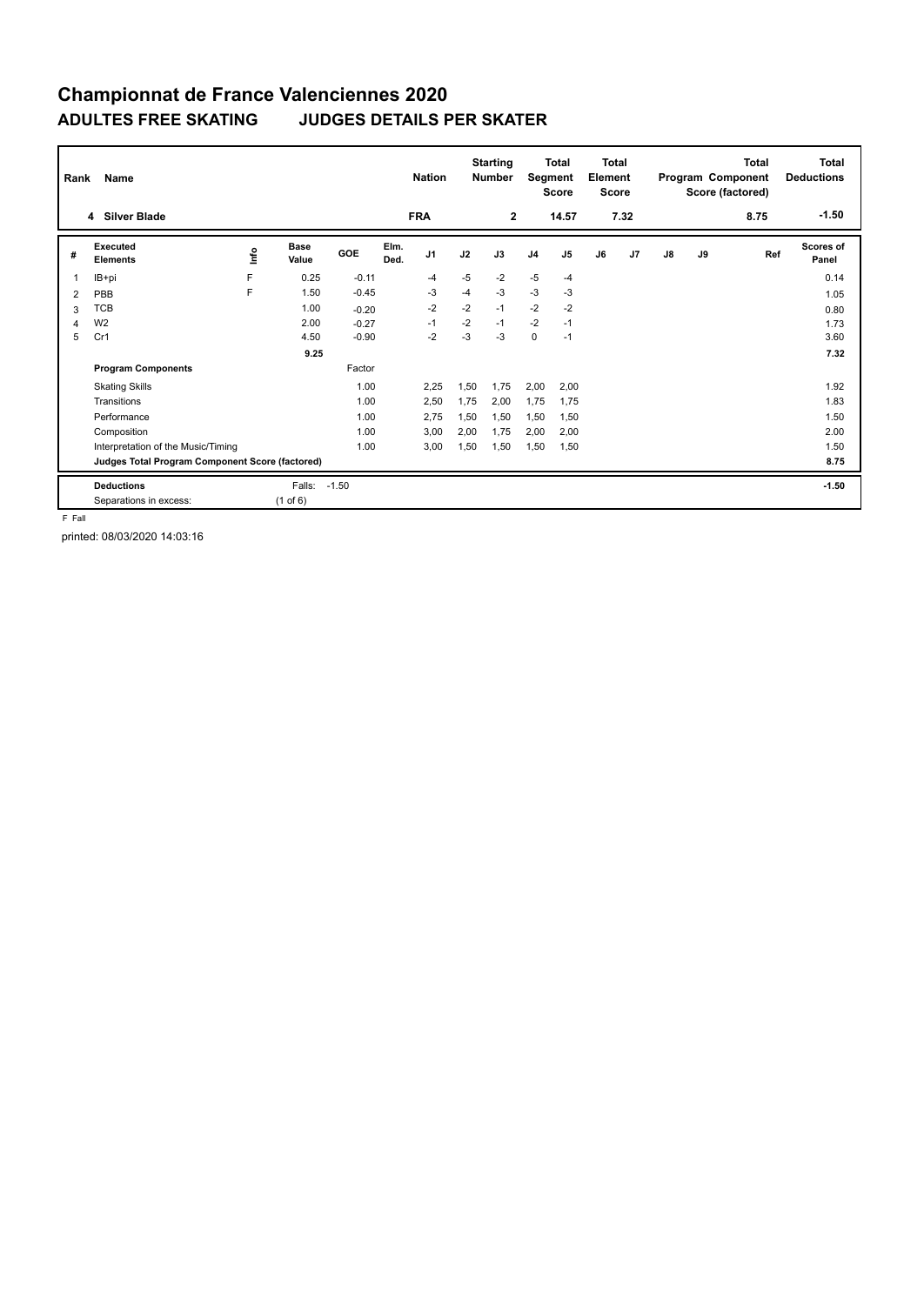# Championnat de France Valenciennes 2020

## ADULTES FREE SKATING JUDGES DETAILS PER SKATER

| Rank | Name | Nation | Starting Number | Total Segment Score | Total Element Score | Total Program Component Score (factored) | Total Deductions |
|---|---|---|---|---|---|---|---|
| 4 | Silver Blade | FRA | 2 | 14.57 | 7.32 | 8.75 | -1.50 |

| # | Executed Elements | Info | Base Value | GOE | Elm. Ded. | J1 | J2 | J3 | J4 | J5 | J6 | J7 | J8 | J9 | Ref | Scores of Panel |
|---|---|---|---|---|---|---|---|---|---|---|---|---|---|---|---|---|
| 1 | IB+pi | F | 0.25 | -0.11 | | -4 | -5 | -2 | -5 | -4 | | | | | | 0.14 |
| 2 | PBB | F | 1.50 | -0.45 | | -3 | -4 | -3 | -3 | -3 | | | | | | 1.05 |
| 3 | TCB | | 1.00 | -0.20 | | -2 | -2 | -1 | -2 | -2 | | | | | | 0.80 |
| 4 | W2 | | 2.00 | -0.27 | | -1 | -2 | -1 | -2 | -1 | | | | | | 1.73 |
| 5 | Cr1 | | 4.50 | -0.90 | | -2 | -3 | -3 | 0 | -1 | | | | | | 3.60 |
| | | | 9.25 | | | | | | | | | | | | | 7.32 |
| | **Program Components** | | | Factor | | | | | | | | | | | | |
| | Skating Skills | | | 1.00 | | 2,25 | 1,50 | 1,75 | 2,00 | 2,00 | | | | | | 1.92 |
| | Transitions | | | 1.00 | | 2,50 | 1,75 | 2,00 | 1,75 | 1,75 | | | | | | 1.83 |
| | Performance | | | 1.00 | | 2,75 | 1,50 | 1,50 | 1,50 | 1,50 | | | | | | 1.50 |
| | Composition | | | 1.00 | | 3,00 | 2,00 | 1,75 | 2,00 | 2,00 | | | | | | 2.00 |
| | Interpretation of the Music/Timing | | | 1.00 | | 3,00 | 1,50 | 1,50 | 1,50 | 1,50 | | | | | | 1.50 |
| | **Judges Total Program Component Score (factored)** | | | | | | | | | | | | | | | 8.75 |
| | **Deductions** | | Falls: | -1.50 | | | | | | | | | | | | -1.50 |
| | Separations in excess: | | (1 of 6) | | | | | | | | | | | | | |

F Fall

printed: 08/03/2020 14:03:16